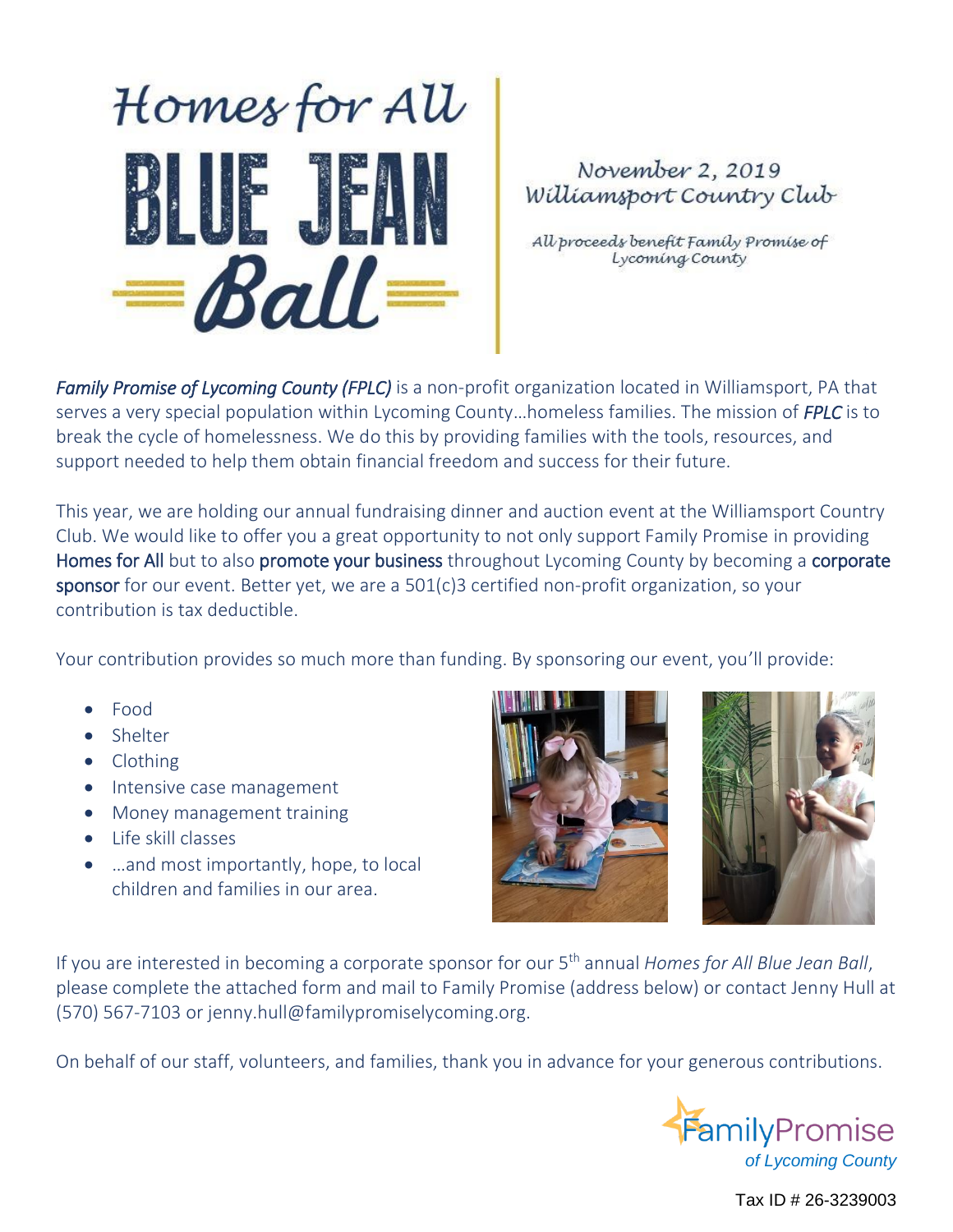# Homes for All BLUE JEAN Ball

November 2, 2019
Williamsport Country Club

All proceeds benefit Family Promise of Lycoming County

*Family Promise of Lycoming County (FPLC)* is a non-profit organization located in Williamsport, PA that serves a very special population within Lycoming County…homeless families. The mission of *FPLC* is to break the cycle of homelessness. We do this by providing families with the tools, resources, and support needed to help them obtain financial freedom and success for their future.

This year, we are holding our annual fundraising dinner and auction event at the Williamsport Country Club. We would like to offer you a great opportunity to not only support Family Promise in providing Homes for All but to also promote your business throughout Lycoming County by becoming a corporate sponsor for our event. Better yet, we are a 501(c)3 certified non-profit organization, so your contribution is tax deductible.

Your contribution provides so much more than funding. By sponsoring our event, you'll provide:

- Food
- Shelter
- Clothing
- Intensive case management
- Money management training
- Life skill classes
- …and most importantly, hope, to local children and families in our area.

If you are interested in becoming a corporate sponsor for our 5th annual *Homes for All Blue Jean Ball*, please complete the attached form and mail to Family Promise (address below) or contact Jenny Hull at (570) 567-7103 or jenny.hull@familypromiselycoming.org.

On behalf of our staff, volunteers, and families, thank you in advance for your generous contributions.

FamilyPromise
*of Lycoming County*

Tax ID # 26-3239003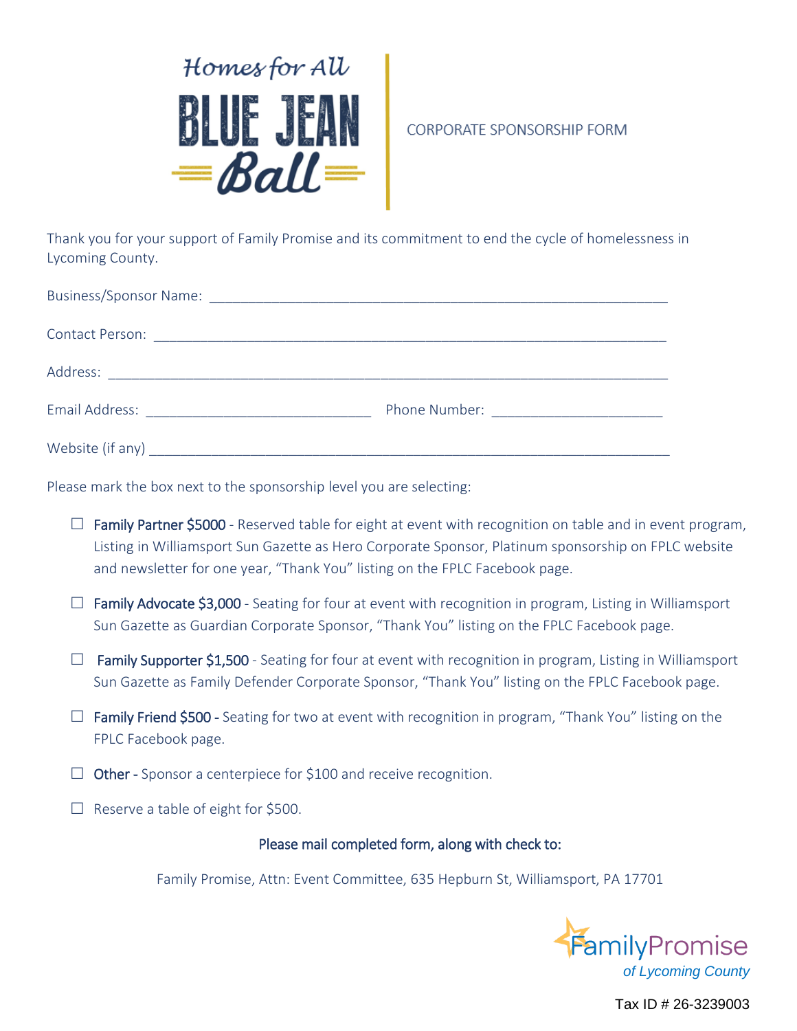# Homes for All BLUE JEAN Ball

CORPORATE SPONSORSHIP FORM

Thank you for your support of Family Promise and its commitment to end the cycle of homelessness in Lycoming County.

Business/Sponsor Name: ___________________________________________________________

Contact Person: _______________________________________________________________

Address: ____________________________________________________________________

Email Address: ______________________________ Phone Number: ______________________

Website (if any) ______________________________________________________________

Please mark the box next to the sponsorship level you are selecting:

- ☐ **Family Partner $5000** - Reserved table for eight at event with recognition on table and in event program, Listing in Williamsport Sun Gazette as Hero Corporate Sponsor, Platinum sponsorship on FPLC website and newsletter for one year, "Thank You" listing on the FPLC Facebook page.
- ☐ **Family Advocate $3,000** - Seating for four at event with recognition in program, Listing in Williamsport Sun Gazette as Guardian Corporate Sponsor, "Thank You" listing on the FPLC Facebook page.
- ☐ **Family Supporter $1,500** - Seating for four at event with recognition in program, Listing in Williamsport Sun Gazette as Family Defender Corporate Sponsor, "Thank You" listing on the FPLC Facebook page.
- ☐ **Family Friend $500 -** Seating for two at event with recognition in program, "Thank You" listing on the FPLC Facebook page.
- ☐ **Other -** Sponsor a centerpiece for $100 and receive recognition.
- ☐ Reserve a table of eight for $500.

**Please mail completed form, along with check to:**

Family Promise, Attn: Event Committee, 635 Hepburn St, Williamsport, PA 17701

FamilyPromise *of Lycoming County*

Tax ID # 26-3239003